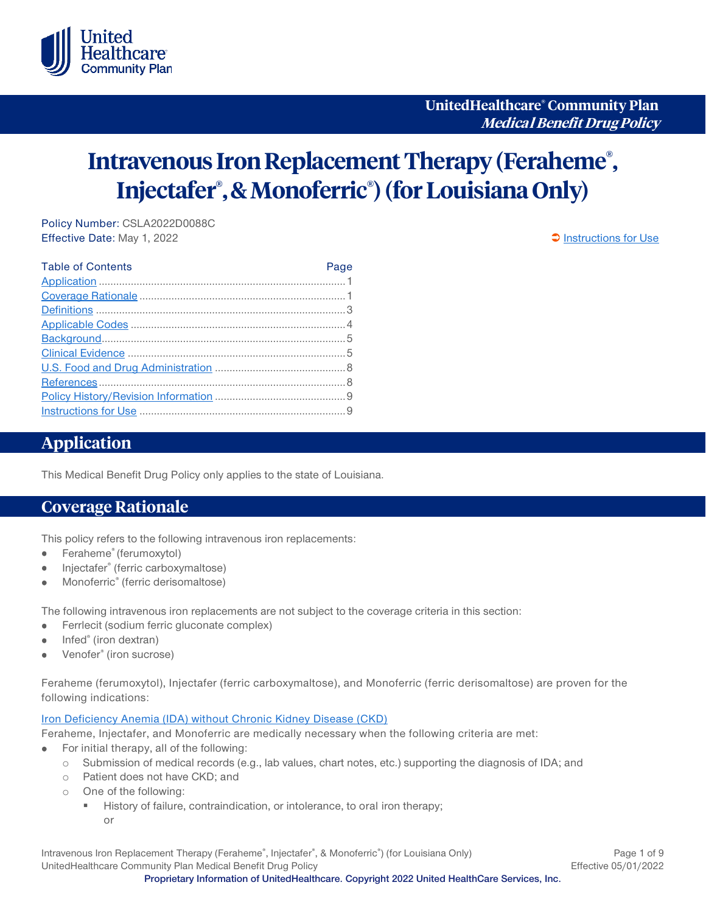UnitedHealthcare® Community Plan
*Medical Benefit Drug Policy*

# Intravenous Iron Replacement Therapy (Feraheme®, Injectafer®, & Monoferric®) (for Louisiana Only)

Policy Number: CSLA2022D0088C
Effective Date: May 1, 2022

Instructions for Use

| Table of Contents | Page |
| --- | --- |
| Application | 1 |
| Coverage Rationale | 1 |
| Definitions | 3 |
| Applicable Codes | 4 |
| Background | 5 |
| Clinical Evidence | 5 |
| U.S. Food and Drug Administration | 8 |
| References | 8 |
| Policy History/Revision Information | 9 |
| Instructions for Use | 9 |

## Application

This Medical Benefit Drug Policy only applies to the state of Louisiana.

## Coverage Rationale

This policy refers to the following intravenous iron replacements:

- Feraheme® (ferumoxytol)
- Injectafer® (ferric carboxymaltose)
- Monoferric® (ferric derisomaltose)

The following intravenous iron replacements are not subject to the coverage criteria in this section:

- Ferrlecit (sodium ferric gluconate complex)
- Infed® (iron dextran)
- Venofer® (iron sucrose)

Feraheme (ferumoxytol), Injectafer (ferric carboxymaltose), and Monoferric (ferric derisomaltose) are proven for the following indications:

Iron Deficiency Anemia (IDA) without Chronic Kidney Disease (CKD)

Feraheme, Injectafer, and Monoferric are medically necessary when the following criteria are met:

- For initial therapy, all of the following:
  - Submission of medical records (e.g., lab values, chart notes, etc.) supporting the diagnosis of IDA; and
  - Patient does not have CKD; and
  - One of the following:
    - History of failure, contraindication, or intolerance, to oral iron therapy;
      
      or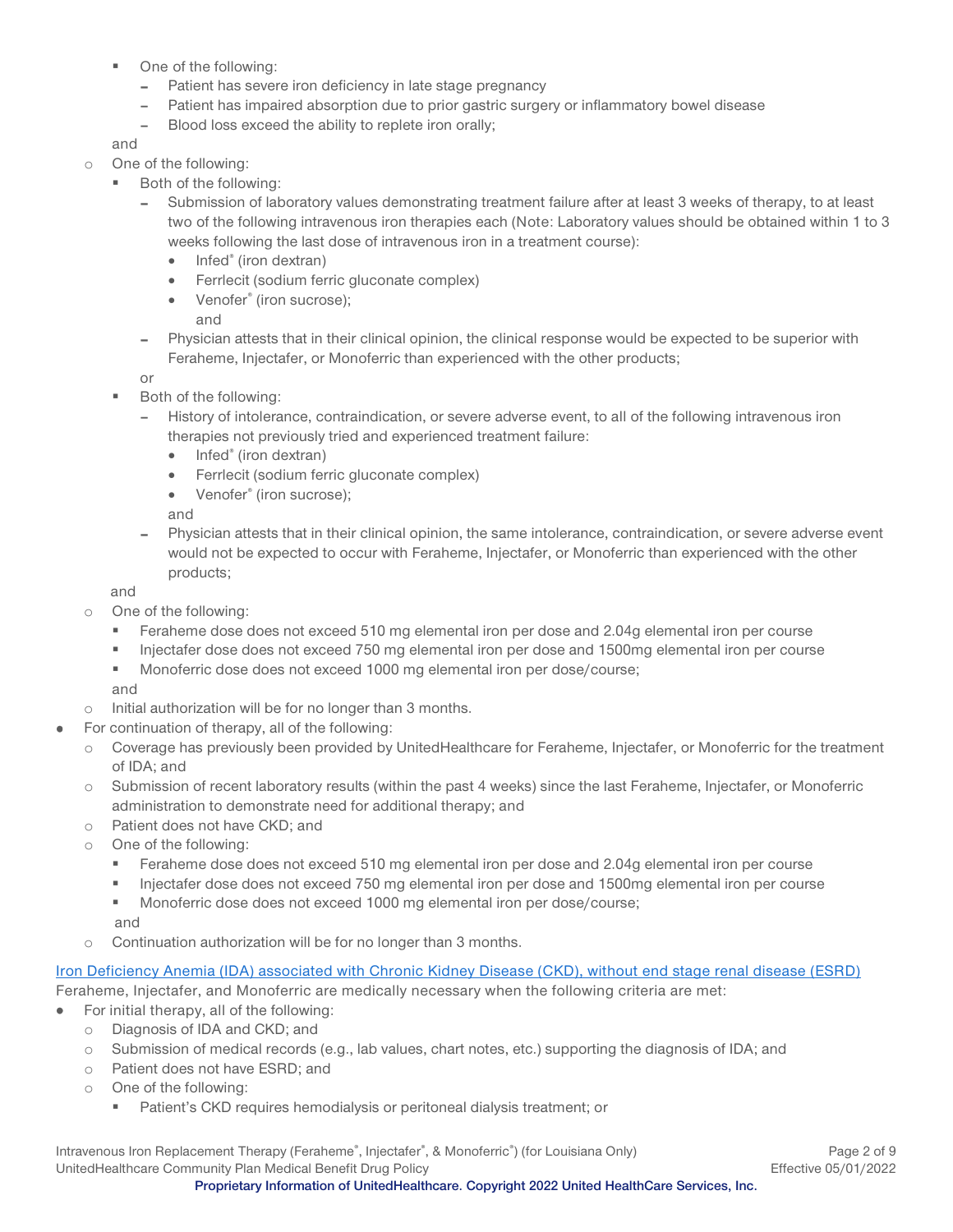- One of the following:
          - Patient has severe iron deficiency in late stage pregnancy
          - Patient has impaired absorption due to prior gastric surgery or inflammatory bowel disease
          - Blood loss exceed the ability to replete iron orally;

        and
    - One of the following:
        - Both of the following:
          - Submission of laboratory values demonstrating treatment failure after at least 3 weeks of therapy, to at least two of the following intravenous iron therapies each (Note: Laboratory values should be obtained within 1 to 3 weeks following the last dose of intravenous iron in a treatment course):
            - Infed® (iron dextran)
            - Ferrlecit (sodium ferric gluconate complex)
            - Venofer® (iron sucrose);

              and
          - Physician attests that in their clinical opinion, the clinical response would be expected to be superior with Feraheme, Injectafer, or Monoferric than experienced with the other products;

          or
        - Both of the following:
          - History of intolerance, contraindication, or severe adverse event, to all of the following intravenous iron therapies not previously tried and experienced treatment failure:
            - Infed® (iron dextran)
            - Ferrlecit (sodium ferric gluconate complex)
            - Venofer® (iron sucrose);

            and
          - Physician attests that in their clinical opinion, the same intolerance, contraindication, or severe adverse event would not be expected to occur with Feraheme, Injectafer, or Monoferric than experienced with the other products;

      and
    - One of the following:
        - Feraheme dose does not exceed 510 mg elemental iron per dose and 2.04g elemental iron per course
        - Injectafer dose does not exceed 750 mg elemental iron per dose and 1500mg elemental iron per course
        - Monoferric dose does not exceed 1000 mg elemental iron per dose/course;

      and
    - Initial authorization will be for no longer than 3 months.
- For continuation of therapy, all of the following:
    - Coverage has previously been provided by UnitedHealthcare for Feraheme, Injectafer, or Monoferric for the treatment of IDA; and
    - Submission of recent laboratory results (within the past 4 weeks) since the last Feraheme, Injectafer, or Monoferric administration to demonstrate need for additional therapy; and
    - Patient does not have CKD; and
    - One of the following:
        - Feraheme dose does not exceed 510 mg elemental iron per dose and 2.04g elemental iron per course
        - Injectafer dose does not exceed 750 mg elemental iron per dose and 1500mg elemental iron per course
        - Monoferric dose does not exceed 1000 mg elemental iron per dose/course;

      and
    - Continuation authorization will be for no longer than 3 months.

Iron Deficiency Anemia (IDA) associated with Chronic Kidney Disease (CKD), without end stage renal disease (ESRD)

Feraheme, Injectafer, and Monoferric are medically necessary when the following criteria are met:

- For initial therapy, all of the following:
    - Diagnosis of IDA and CKD; and
    - Submission of medical records (e.g., lab values, chart notes, etc.) supporting the diagnosis of IDA; and
    - Patient does not have ESRD; and
    - One of the following:
        - Patient's CKD requires hemodialysis or peritoneal dialysis treatment; or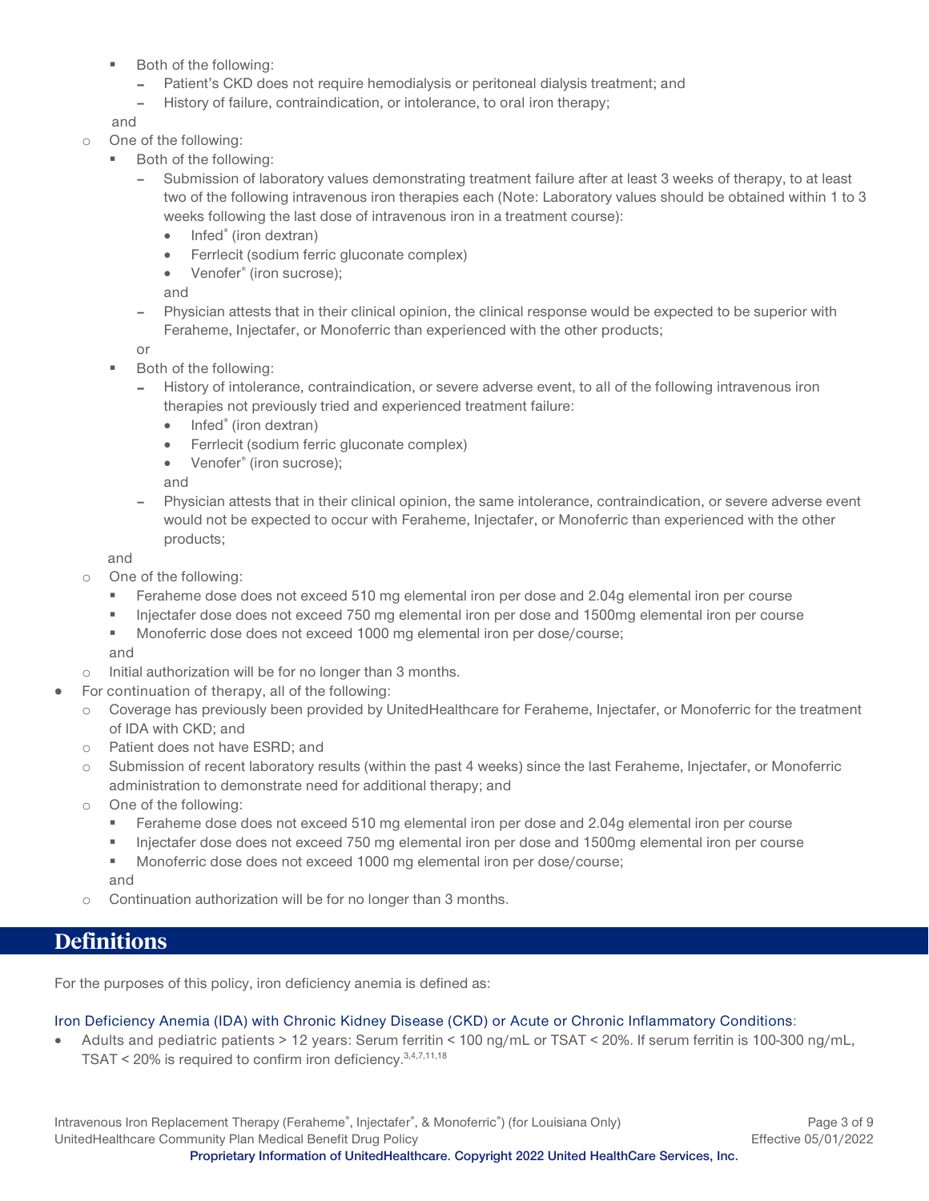- Both of the following:
    - Patient's CKD does not require hemodialysis or peritoneal dialysis treatment; and
    - History of failure, contraindication, or intolerance, to oral iron therapy;

  and
- One of the following:
  - Both of the following:
    - Submission of laboratory values demonstrating treatment failure after at least 3 weeks of therapy, to at least two of the following intravenous iron therapies each (Note: Laboratory values should be obtained within 1 to 3 weeks following the last dose of intravenous iron in a treatment course):
      - Infed® (iron dextran)
      - Ferrlecit (sodium ferric gluconate complex)
      - Venofer® (iron sucrose);

      and
    - Physician attests that in their clinical opinion, the clinical response would be expected to be superior with Feraheme, Injectafer, or Monoferric than experienced with the other products;

    or
  - Both of the following:
    - History of intolerance, contraindication, or severe adverse event, to all of the following intravenous iron therapies not previously tried and experienced treatment failure:
      - Infed® (iron dextran)
      - Ferrlecit (sodium ferric gluconate complex)
      - Venofer® (iron sucrose);

      and
    - Physician attests that in their clinical opinion, the same intolerance, contraindication, or severe adverse event would not be expected to occur with Feraheme, Injectafer, or Monoferric than experienced with the other products;

  and
- One of the following:
  - Feraheme dose does not exceed 510 mg elemental iron per dose and 2.04g elemental iron per course
  - Injectafer dose does not exceed 750 mg elemental iron per dose and 1500mg elemental iron per course
  - Monoferric dose does not exceed 1000 mg elemental iron per dose/course;

  and
- Initial authorization will be for no longer than 3 months.

- For continuation of therapy, all of the following:
  - Coverage has previously been provided by UnitedHealthcare for Feraheme, Injectafer, or Monoferric for the treatment of IDA with CKD; and
  - Patient does not have ESRD; and
  - Submission of recent laboratory results (within the past 4 weeks) since the last Feraheme, Injectafer, or Monoferric administration to demonstrate need for additional therapy; and
  - One of the following:
    - Feraheme dose does not exceed 510 mg elemental iron per dose and 2.04g elemental iron per course
    - Injectafer dose does not exceed 750 mg elemental iron per dose and 1500mg elemental iron per course
    - Monoferric dose does not exceed 1000 mg elemental iron per dose/course;

    and
  - Continuation authorization will be for no longer than 3 months.

## Definitions

For the purposes of this policy, iron deficiency anemia is defined as:

Iron Deficiency Anemia (IDA) with Chronic Kidney Disease (CKD) or Acute or Chronic Inflammatory Conditions:

- Adults and pediatric patients > 12 years: Serum ferritin < 100 ng/mL or TSAT < 20%. If serum ferritin is 100-300 ng/mL, TSAT < 20% is required to confirm iron deficiency.[3,4,7,11,18]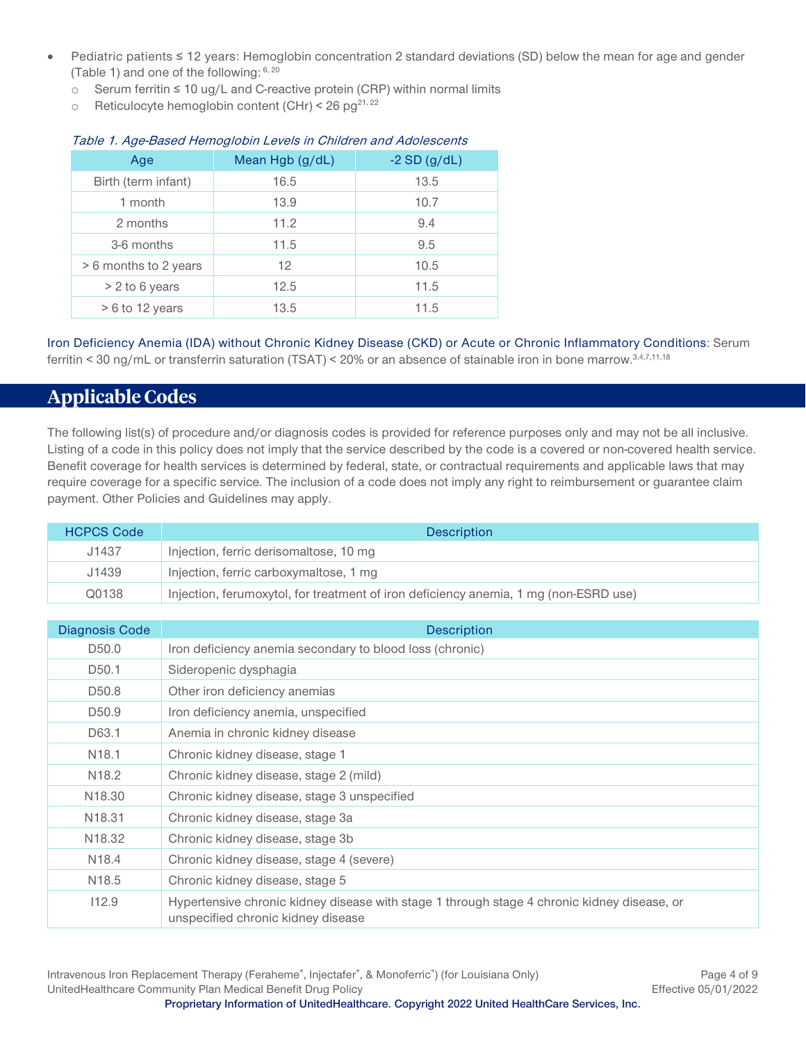- Pediatric patients ≤ 12 years: Hemoglobin concentration 2 standard deviations (SD) below the mean for age and gender (Table 1) and one of the following:[6, 20]
  - Serum ferritin ≤ 10 ug/L and C-reactive protein (CRP) within normal limits
  - Reticulocyte hemoglobin content (CHr) < 26 pg[21, 22]

*Table 1. Age-Based Hemoglobin Levels in Children and Adolescents*

| Age | Mean Hgb (g/dL) | -2 SD (g/dL) |
|---|---|---|
| Birth (term infant) | 16.5 | 13.5 |
| 1 month | 13.9 | 10.7 |
| 2 months | 11.2 | 9.4 |
| 3-6 months | 11.5 | 9.5 |
| > 6 months to 2 years | 12 | 10.5 |
| > 2 to 6 years | 12.5 | 11.5 |
| > 6 to 12 years | 13.5 | 11.5 |

Iron Deficiency Anemia (IDA) without Chronic Kidney Disease (CKD) or Acute or Chronic Inflammatory Conditions: Serum ferritin < 30 ng/mL or transferrin saturation (TSAT) < 20% or an absence of stainable iron in bone marrow.[3,4,7,11,18]

## Applicable Codes

The following list(s) of procedure and/or diagnosis codes is provided for reference purposes only and may not be all inclusive. Listing of a code in this policy does not imply that the service described by the code is a covered or non-covered health service. Benefit coverage for health services is determined by federal, state, or contractual requirements and applicable laws that may require coverage for a specific service. The inclusion of a code does not imply any right to reimbursement or guarantee claim payment. Other Policies and Guidelines may apply.

| HCPCS Code | Description |
|---|---|
| J1437 | Injection, ferric derisomaltose, 10 mg |
| J1439 | Injection, ferric carboxymaltose, 1 mg |
| Q0138 | Injection, ferumoxytol, for treatment of iron deficiency anemia, 1 mg (non-ESRD use) |

| Diagnosis Code | Description |
|---|---|
| D50.0 | Iron deficiency anemia secondary to blood loss (chronic) |
| D50.1 | Sideropenic dysphagia |
| D50.8 | Other iron deficiency anemias |
| D50.9 | Iron deficiency anemia, unspecified |
| D63.1 | Anemia in chronic kidney disease |
| N18.1 | Chronic kidney disease, stage 1 |
| N18.2 | Chronic kidney disease, stage 2 (mild) |
| N18.30 | Chronic kidney disease, stage 3 unspecified |
| N18.31 | Chronic kidney disease, stage 3a |
| N18.32 | Chronic kidney disease, stage 3b |
| N18.4 | Chronic kidney disease, stage 4 (severe) |
| N18.5 | Chronic kidney disease, stage 5 |
| I12.9 | Hypertensive chronic kidney disease with stage 1 through stage 4 chronic kidney disease, or unspecified chronic kidney disease |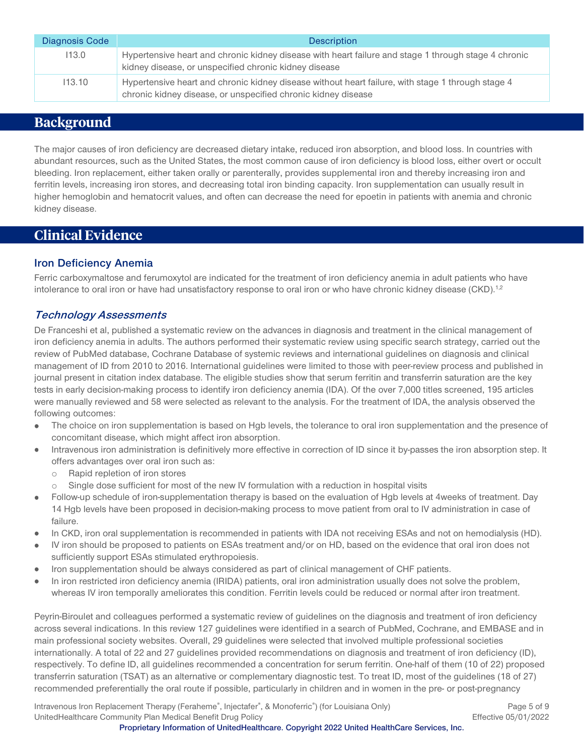| Diagnosis Code | Description |
| --- | --- |
| I13.0 | Hypertensive heart and chronic kidney disease with heart failure and stage 1 through stage 4 chronic kidney disease, or unspecified chronic kidney disease |
| I13.10 | Hypertensive heart and chronic kidney disease without heart failure, with stage 1 through stage 4 chronic kidney disease, or unspecified chronic kidney disease |

# Background

The major causes of iron deficiency are decreased dietary intake, reduced iron absorption, and blood loss. In countries with abundant resources, such as the United States, the most common cause of iron deficiency is blood loss, either overt or occult bleeding. Iron replacement, either taken orally or parenterally, provides supplemental iron and thereby increasing iron and ferritin levels, increasing iron stores, and decreasing total iron binding capacity. Iron supplementation can usually result in higher hemoglobin and hematocrit values, and often can decrease the need for epoetin in patients with anemia and chronic kidney disease.

# Clinical Evidence

## Iron Deficiency Anemia

Ferric carboxymaltose and ferumoxytol are indicated for the treatment of iron deficiency anemia in adult patients who have intolerance to oral iron or have had unsatisfactory response to oral iron or who have chronic kidney disease (CKD).[1,2]

### *Technology Assessments*

De Franceshi et al, published a systematic review on the advances in diagnosis and treatment in the clinical management of iron deficiency anemia in adults. The authors performed their systematic review using specific search strategy, carried out the review of PubMed database, Cochrane Database of systemic reviews and international guidelines on diagnosis and clinical management of ID from 2010 to 2016. International guidelines were limited to those with peer-review process and published in journal present in citation index database. The eligible studies show that serum ferritin and transferrin saturation are the key tests in early decision-making process to identify iron deficiency anemia (IDA). Of the over 7,000 titles screened, 195 articles were manually reviewed and 58 were selected as relevant to the analysis. For the treatment of IDA, the analysis observed the following outcomes:

- The choice on iron supplementation is based on Hgb levels, the tolerance to oral iron supplementation and the presence of concomitant disease, which might affect iron absorption.
- Intravenous iron administration is definitively more effective in correction of ID since it by-passes the iron absorption step. It offers advantages over oral iron such as:
  - Rapid repletion of iron stores
  - Single dose sufficient for most of the new IV formulation with a reduction in hospital visits
- Follow-up schedule of iron-supplementation therapy is based on the evaluation of Hgb levels at 4weeks of treatment. Day 14 Hgb levels have been proposed in decision-making process to move patient from oral to IV administration in case of failure.
- In CKD, iron oral supplementation is recommended in patients with IDA not receiving ESAs and not on hemodialysis (HD).
- IV iron should be proposed to patients on ESAs treatment and/or on HD, based on the evidence that oral iron does not sufficiently support ESAs stimulated erythropoiesis.
- Iron supplementation should be always considered as part of clinical management of CHF patients.
- In iron restricted iron deficiency anemia (IRIDA) patients, oral iron administration usually does not solve the problem, whereas IV iron temporally ameliorates this condition. Ferritin levels could be reduced or normal after iron treatment.

Peyrin-Biroulet and colleagues performed a systematic review of guidelines on the diagnosis and treatment of iron deficiency across several indications. In this review 127 guidelines were identified in a search of PubMed, Cochrane, and EMBASE and in main professional society websites. Overall, 29 guidelines were selected that involved multiple professional societies internationally. A total of 22 and 27 guidelines provided recommendations on diagnosis and treatment of iron deficiency (ID), respectively. To define ID, all guidelines recommended a concentration for serum ferritin. One-half of them (10 of 22) proposed transferrin saturation (TSAT) as an alternative or complementary diagnostic test. To treat ID, most of the guidelines (18 of 27) recommended preferentially the oral route if possible, particularly in children and in women in the pre- or post-pregnancy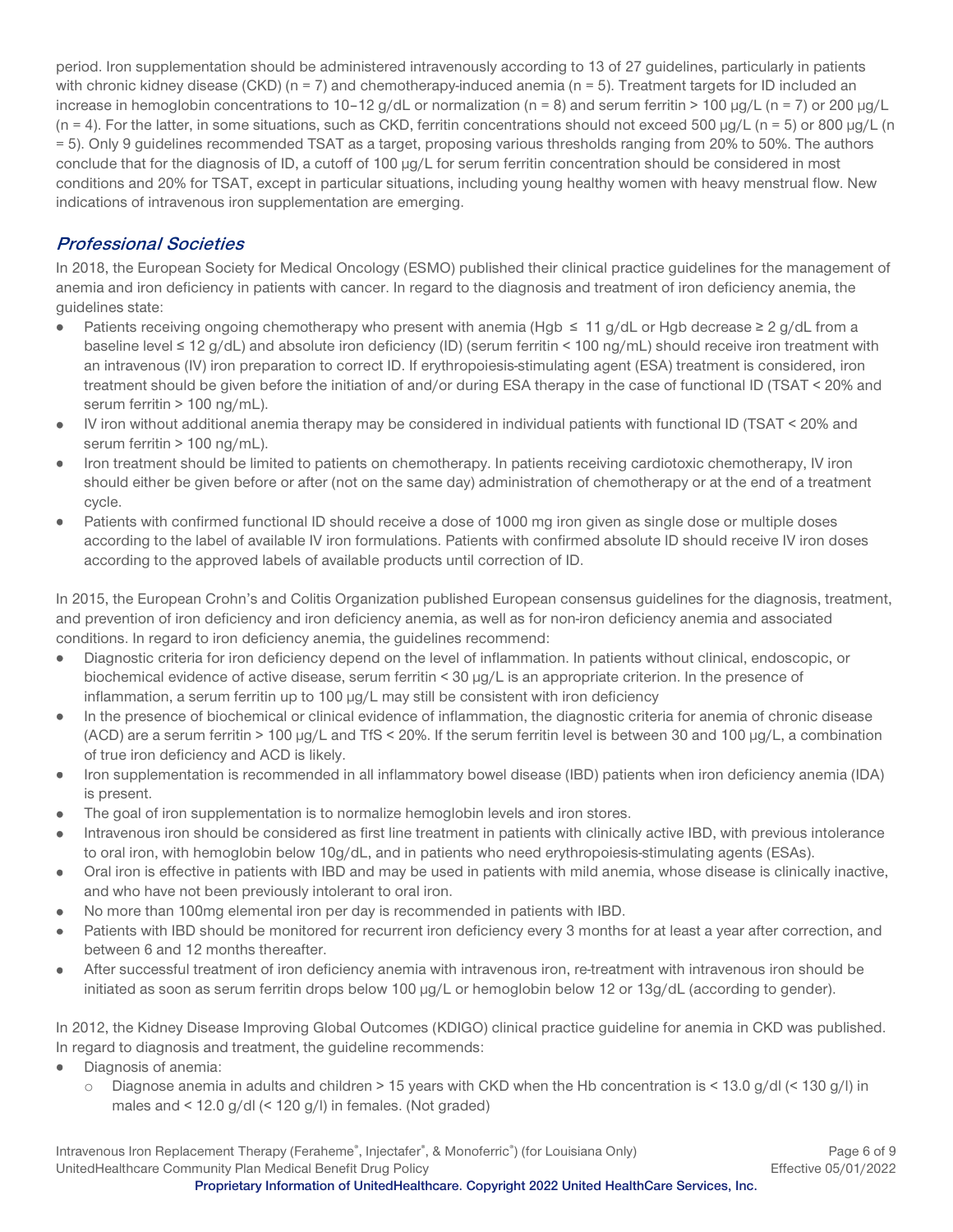period. Iron supplementation should be administered intravenously according to 13 of 27 guidelines, particularly in patients with chronic kidney disease (CKD) (n = 7) and chemotherapy-induced anemia (n = 5). Treatment targets for ID included an increase in hemoglobin concentrations to 10–12 g/dL or normalization (n = 8) and serum ferritin > 100 μg/L (n = 7) or 200 μg/L (n = 4). For the latter, in some situations, such as CKD, ferritin concentrations should not exceed 500 μg/L (n = 5) or 800 μg/L (n = 5). Only 9 guidelines recommended TSAT as a target, proposing various thresholds ranging from 20% to 50%. The authors conclude that for the diagnosis of ID, a cutoff of 100 μg/L for serum ferritin concentration should be considered in most conditions and 20% for TSAT, except in particular situations, including young healthy women with heavy menstrual flow. New indications of intravenous iron supplementation are emerging.

## Professional Societies

In 2018, the European Society for Medical Oncology (ESMO) published their clinical practice guidelines for the management of anemia and iron deficiency in patients with cancer. In regard to the diagnosis and treatment of iron deficiency anemia, the guidelines state:

- Patients receiving ongoing chemotherapy who present with anemia (Hgb ≤ 11 g/dL or Hgb decrease ≥ 2 g/dL from a baseline level ≤ 12 g/dL) and absolute iron deficiency (ID) (serum ferritin < 100 ng/mL) should receive iron treatment with an intravenous (IV) iron preparation to correct ID. If erythropoiesis-stimulating agent (ESA) treatment is considered, iron treatment should be given before the initiation of and/or during ESA therapy in the case of functional ID (TSAT < 20% and serum ferritin > 100 ng/mL).
- IV iron without additional anemia therapy may be considered in individual patients with functional ID (TSAT < 20% and serum ferritin > 100 ng/mL).
- Iron treatment should be limited to patients on chemotherapy. In patients receiving cardiotoxic chemotherapy, IV iron should either be given before or after (not on the same day) administration of chemotherapy or at the end of a treatment cycle.
- Patients with confirmed functional ID should receive a dose of 1000 mg iron given as single dose or multiple doses according to the label of available IV iron formulations. Patients with confirmed absolute ID should receive IV iron doses according to the approved labels of available products until correction of ID.

In 2015, the European Crohn's and Colitis Organization published European consensus guidelines for the diagnosis, treatment, and prevention of iron deficiency and iron deficiency anemia, as well as for non-iron deficiency anemia and associated conditions. In regard to iron deficiency anemia, the guidelines recommend:

- Diagnostic criteria for iron deficiency depend on the level of inflammation. In patients without clinical, endoscopic, or biochemical evidence of active disease, serum ferritin < 30 μg/L is an appropriate criterion. In the presence of inflammation, a serum ferritin up to 100 μg/L may still be consistent with iron deficiency
- In the presence of biochemical or clinical evidence of inflammation, the diagnostic criteria for anemia of chronic disease (ACD) are a serum ferritin > 100 μg/L and TfS < 20%. If the serum ferritin level is between 30 and 100 μg/L, a combination of true iron deficiency and ACD is likely.
- Iron supplementation is recommended in all inflammatory bowel disease (IBD) patients when iron deficiency anemia (IDA) is present.
- The goal of iron supplementation is to normalize hemoglobin levels and iron stores.
- Intravenous iron should be considered as first line treatment in patients with clinically active IBD, with previous intolerance to oral iron, with hemoglobin below 10g/dL, and in patients who need erythropoiesis-stimulating agents (ESAs).
- Oral iron is effective in patients with IBD and may be used in patients with mild anemia, whose disease is clinically inactive, and who have not been previously intolerant to oral iron.
- No more than 100mg elemental iron per day is recommended in patients with IBD.
- Patients with IBD should be monitored for recurrent iron deficiency every 3 months for at least a year after correction, and between 6 and 12 months thereafter.
- After successful treatment of iron deficiency anemia with intravenous iron, re-treatment with intravenous iron should be initiated as soon as serum ferritin drops below 100 μg/L or hemoglobin below 12 or 13g/dL (according to gender).

In 2012, the Kidney Disease Improving Global Outcomes (KDIGO) clinical practice guideline for anemia in CKD was published. In regard to diagnosis and treatment, the guideline recommends:

- Diagnosis of anemia:
  - Diagnose anemia in adults and children > 15 years with CKD when the Hb concentration is < 13.0 g/dl (< 130 g/l) in males and < 12.0 g/dl (< 120 g/l) in females. (Not graded)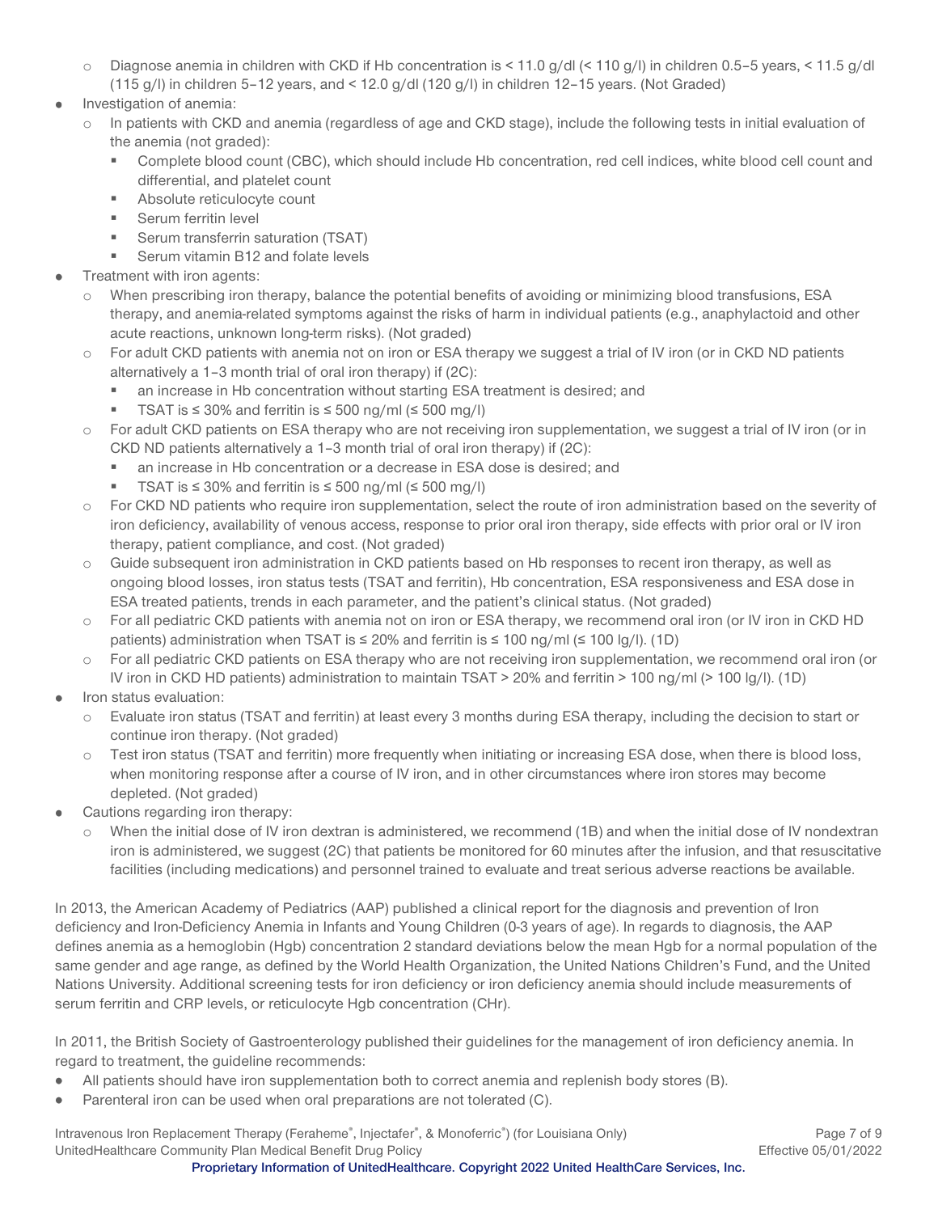- Diagnose anemia in children with CKD if Hb concentration is < 11.0 g/dl (< 110 g/l) in children 0.5–5 years, < 11.5 g/dl (115 g/l) in children 5–12 years, and < 12.0 g/dl (120 g/l) in children 12–15 years. (Not Graded)
- Investigation of anemia:
  - In patients with CKD and anemia (regardless of age and CKD stage), include the following tests in initial evaluation of the anemia (not graded):
    - Complete blood count (CBC), which should include Hb concentration, red cell indices, white blood cell count and differential, and platelet count
    - Absolute reticulocyte count
    - Serum ferritin level
    - Serum transferrin saturation (TSAT)
    - Serum vitamin B12 and folate levels
- Treatment with iron agents:
  - When prescribing iron therapy, balance the potential benefits of avoiding or minimizing blood transfusions, ESA therapy, and anemia-related symptoms against the risks of harm in individual patients (e.g., anaphylactoid and other acute reactions, unknown long-term risks). (Not graded)
  - For adult CKD patients with anemia not on iron or ESA therapy we suggest a trial of IV iron (or in CKD ND patients alternatively a 1–3 month trial of oral iron therapy) if (2C):
    - an increase in Hb concentration without starting ESA treatment is desired; and
    - TSAT is ≤ 30% and ferritin is ≤ 500 ng/ml (≤ 500 mg/l)
  - For adult CKD patients on ESA therapy who are not receiving iron supplementation, we suggest a trial of IV iron (or in CKD ND patients alternatively a 1–3 month trial of oral iron therapy) if (2C):
    - an increase in Hb concentration or a decrease in ESA dose is desired; and
    - TSAT is ≤ 30% and ferritin is ≤ 500 ng/ml (≤ 500 mg/l)
  - For CKD ND patients who require iron supplementation, select the route of iron administration based on the severity of iron deficiency, availability of venous access, response to prior oral iron therapy, side effects with prior oral or IV iron therapy, patient compliance, and cost. (Not graded)
  - Guide subsequent iron administration in CKD patients based on Hb responses to recent iron therapy, as well as ongoing blood losses, iron status tests (TSAT and ferritin), Hb concentration, ESA responsiveness and ESA dose in ESA treated patients, trends in each parameter, and the patient's clinical status. (Not graded)
  - For all pediatric CKD patients with anemia not on iron or ESA therapy, we recommend oral iron (or IV iron in CKD HD patients) administration when TSAT is ≤ 20% and ferritin is ≤ 100 ng/ml (≤ 100 lg/l). (1D)
  - For all pediatric CKD patients on ESA therapy who are not receiving iron supplementation, we recommend oral iron (or IV iron in CKD HD patients) administration to maintain TSAT > 20% and ferritin > 100 ng/ml (> 100 lg/l). (1D)
- Iron status evaluation:
  - Evaluate iron status (TSAT and ferritin) at least every 3 months during ESA therapy, including the decision to start or continue iron therapy. (Not graded)
  - Test iron status (TSAT and ferritin) more frequently when initiating or increasing ESA dose, when there is blood loss, when monitoring response after a course of IV iron, and in other circumstances where iron stores may become depleted. (Not graded)
- Cautions regarding iron therapy:
  - When the initial dose of IV iron dextran is administered, we recommend (1B) and when the initial dose of IV nondextran iron is administered, we suggest (2C) that patients be monitored for 60 minutes after the infusion, and that resuscitative facilities (including medications) and personnel trained to evaluate and treat serious adverse reactions be available.

In 2013, the American Academy of Pediatrics (AAP) published a clinical report for the diagnosis and prevention of Iron deficiency and Iron-Deficiency Anemia in Infants and Young Children (0-3 years of age). In regards to diagnosis, the AAP defines anemia as a hemoglobin (Hgb) concentration 2 standard deviations below the mean Hgb for a normal population of the same gender and age range, as defined by the World Health Organization, the United Nations Children's Fund, and the United Nations University. Additional screening tests for iron deficiency or iron deficiency anemia should include measurements of serum ferritin and CRP levels, or reticulocyte Hgb concentration (CHr).

In 2011, the British Society of Gastroenterology published their guidelines for the management of iron deficiency anemia. In regard to treatment, the guideline recommends:

- All patients should have iron supplementation both to correct anemia and replenish body stores (B).
- Parenteral iron can be used when oral preparations are not tolerated (C).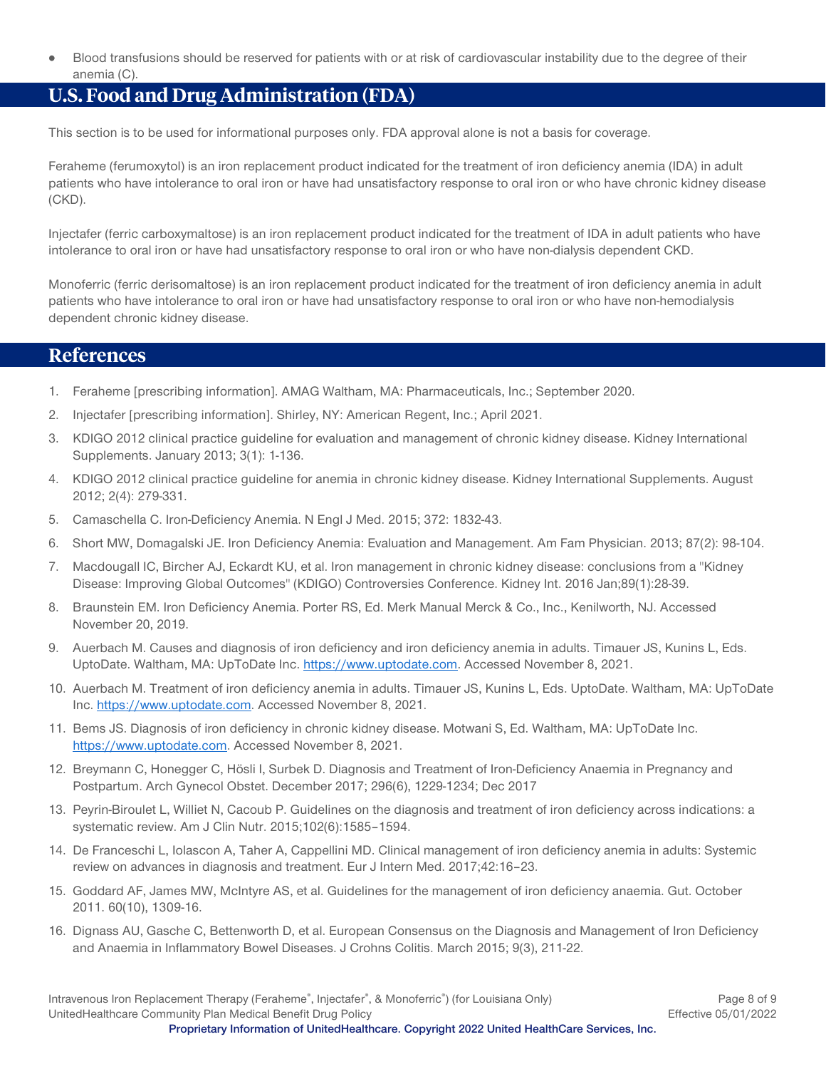- Blood transfusions should be reserved for patients with or at risk of cardiovascular instability due to the degree of their anemia (C).

## U.S. Food and Drug Administration (FDA)

This section is to be used for informational purposes only. FDA approval alone is not a basis for coverage.

Feraheme (ferumoxytol) is an iron replacement product indicated for the treatment of iron deficiency anemia (IDA) in adult patients who have intolerance to oral iron or have had unsatisfactory response to oral iron or who have chronic kidney disease (CKD).

Injectafer (ferric carboxymaltose) is an iron replacement product indicated for the treatment of IDA in adult patients who have intolerance to oral iron or have had unsatisfactory response to oral iron or who have non-dialysis dependent CKD.

Monoferric (ferric derisomaltose) is an iron replacement product indicated for the treatment of iron deficiency anemia in adult patients who have intolerance to oral iron or have had unsatisfactory response to oral iron or who have non-hemodialysis dependent chronic kidney disease.

## References

1. Feraheme [prescribing information]. AMAG Waltham, MA: Pharmaceuticals, Inc.; September 2020.
2. Injectafer [prescribing information]. Shirley, NY: American Regent, Inc.; April 2021.
3. KDIGO 2012 clinical practice guideline for evaluation and management of chronic kidney disease. Kidney International Supplements. January 2013; 3(1): 1-136.
4. KDIGO 2012 clinical practice guideline for anemia in chronic kidney disease. Kidney International Supplements. August 2012; 2(4): 279-331.
5. Camaschella C. Iron-Deficiency Anemia. N Engl J Med. 2015; 372: 1832-43.
6. Short MW, Domagalski JE. Iron Deficiency Anemia: Evaluation and Management. Am Fam Physician. 2013; 87(2): 98-104.
7. Macdougall IC, Bircher AJ, Eckardt KU, et al. Iron management in chronic kidney disease: conclusions from a "Kidney Disease: Improving Global Outcomes" (KDIGO) Controversies Conference. Kidney Int. 2016 Jan;89(1):28-39.
8. Braunstein EM. Iron Deficiency Anemia. Porter RS, Ed. Merk Manual Merck & Co., Inc., Kenilworth, NJ. Accessed November 20, 2019.
9. Auerbach M. Causes and diagnosis of iron deficiency and iron deficiency anemia in adults. Timauer JS, Kunins L, Eds. UptoDate. Waltham, MA: UpToDate Inc. https://www.uptodate.com. Accessed November 8, 2021.
10. Auerbach M. Treatment of iron deficiency anemia in adults. Timauer JS, Kunins L, Eds. UptoDate. Waltham, MA: UpToDate Inc. https://www.uptodate.com. Accessed November 8, 2021.
11. Bems JS. Diagnosis of iron deficiency in chronic kidney disease. Motwani S, Ed. Waltham, MA: UpToDate Inc. https://www.uptodate.com. Accessed November 8, 2021.
12. Breymann C, Honegger C, Hösli I, Surbek D. Diagnosis and Treatment of Iron-Deficiency Anaemia in Pregnancy and Postpartum. Arch Gynecol Obstet. December 2017; 296(6), 1229-1234; Dec 2017
13. Peyrin-Biroulet L, Williet N, Cacoub P. Guidelines on the diagnosis and treatment of iron deficiency across indications: a systematic review. Am J Clin Nutr. 2015;102(6):1585–1594.
14. De Franceschi L, Iolascon A, Taher A, Cappellini MD. Clinical management of iron deficiency anemia in adults: Systemic review on advances in diagnosis and treatment. Eur J Intern Med. 2017;42:16–23.
15. Goddard AF, James MW, McIntyre AS, et al. Guidelines for the management of iron deficiency anaemia. Gut. October 2011. 60(10), 1309-16.
16. Dignass AU, Gasche C, Bettenworth D, et al. European Consensus on the Diagnosis and Management of Iron Deficiency and Anaemia in Inflammatory Bowel Diseases. J Crohns Colitis. March 2015; 9(3), 211-22.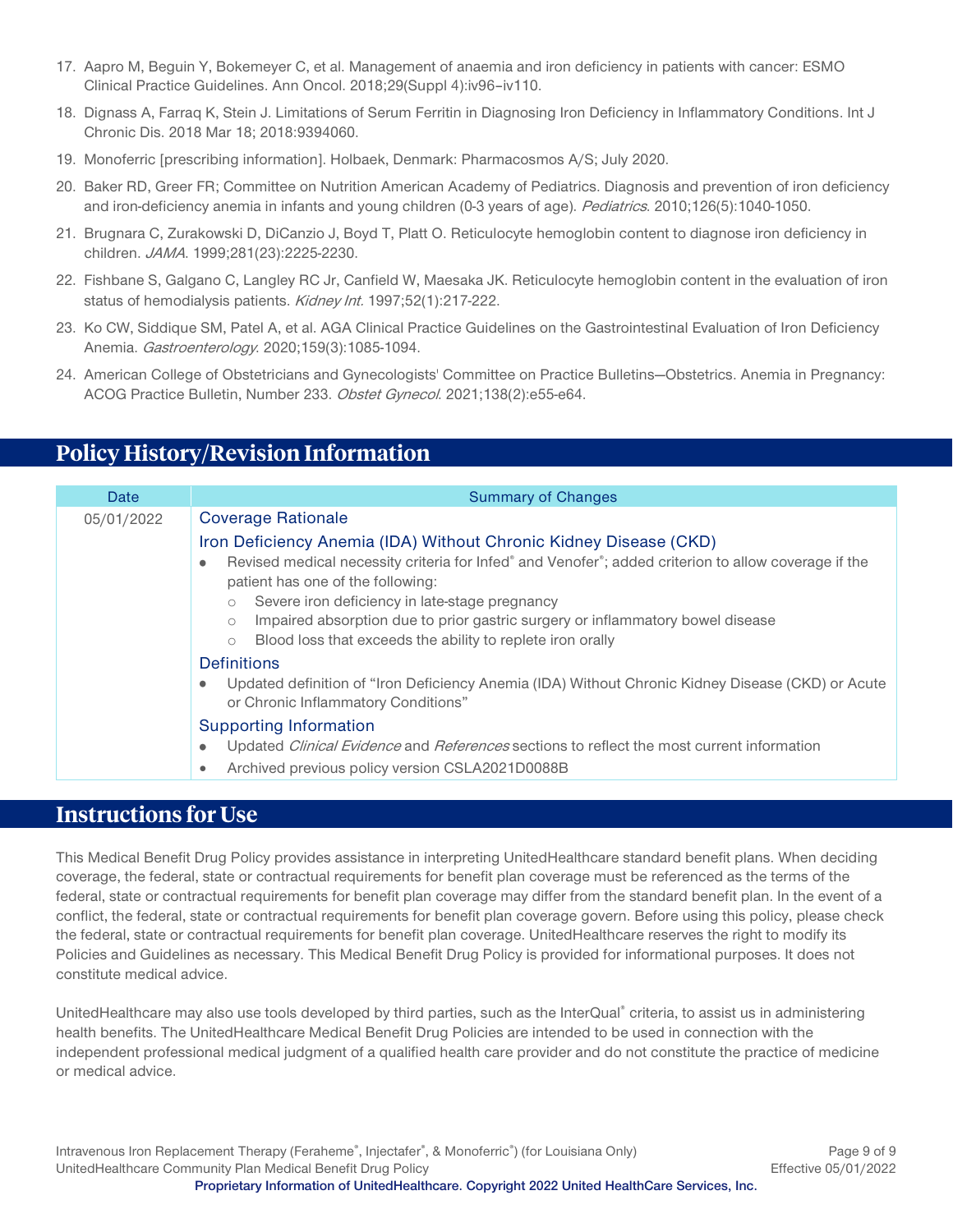17. Aapro M, Beguin Y, Bokemeyer C, et al. Management of anaemia and iron deficiency in patients with cancer: ESMO Clinical Practice Guidelines. Ann Oncol. 2018;29(Suppl 4):iv96–iv110.
18. Dignass A, Farraq K, Stein J. Limitations of Serum Ferritin in Diagnosing Iron Deficiency in Inflammatory Conditions. Int J Chronic Dis. 2018 Mar 18; 2018:9394060.
19. Monoferric [prescribing information]. Holbaek, Denmark: Pharmacosmos A/S; July 2020.
20. Baker RD, Greer FR; Committee on Nutrition American Academy of Pediatrics. Diagnosis and prevention of iron deficiency and iron-deficiency anemia in infants and young children (0-3 years of age). *Pediatrics*. 2010;126(5):1040-1050.
21. Brugnara C, Zurakowski D, DiCanzio J, Boyd T, Platt O. Reticulocyte hemoglobin content to diagnose iron deficiency in children. *JAMA*. 1999;281(23):2225-2230.
22. Fishbane S, Galgano C, Langley RC Jr, Canfield W, Maesaka JK. Reticulocyte hemoglobin content in the evaluation of iron status of hemodialysis patients. *Kidney Int*. 1997;52(1):217-222.
23. Ko CW, Siddique SM, Patel A, et al. AGA Clinical Practice Guidelines on the Gastrointestinal Evaluation of Iron Deficiency Anemia. *Gastroenterology*. 2020;159(3):1085-1094.
24. American College of Obstetricians and Gynecologists' Committee on Practice Bulletins—Obstetrics. Anemia in Pregnancy: ACOG Practice Bulletin, Number 233. *Obstet Gynecol*. 2021;138(2):e55-e64.

## Policy History/Revision Information

| Date | Summary of Changes |
| --- | --- |
| 05/01/2022 | **Coverage Rationale**<br>**Iron Deficiency Anemia (IDA) Without Chronic Kidney Disease (CKD)**<br>• Revised medical necessity criteria for Infed® and Venofer®; added criterion to allow coverage if the patient has one of the following:<br>  ○ Severe iron deficiency in late-stage pregnancy<br>  ○ Impaired absorption due to prior gastric surgery or inflammatory bowel disease<br>  ○ Blood loss that exceeds the ability to replete iron orally<br>**Definitions**<br>• Updated definition of "Iron Deficiency Anemia (IDA) Without Chronic Kidney Disease (CKD) or Acute or Chronic Inflammatory Conditions"<br>**Supporting Information**<br>• Updated *Clinical Evidence* and *References* sections to reflect the most current information<br>• Archived previous policy version CSLA2021D0088B |

## Instructions for Use

This Medical Benefit Drug Policy provides assistance in interpreting UnitedHealthcare standard benefit plans. When deciding coverage, the federal, state or contractual requirements for benefit plan coverage must be referenced as the terms of the federal, state or contractual requirements for benefit plan coverage may differ from the standard benefit plan. In the event of a conflict, the federal, state or contractual requirements for benefit plan coverage govern. Before using this policy, please check the federal, state or contractual requirements for benefit plan coverage. UnitedHealthcare reserves the right to modify its Policies and Guidelines as necessary. This Medical Benefit Drug Policy is provided for informational purposes. It does not constitute medical advice.

UnitedHealthcare may also use tools developed by third parties, such as the InterQual® criteria, to assist us in administering health benefits. The UnitedHealthcare Medical Benefit Drug Policies are intended to be used in connection with the independent professional medical judgment of a qualified health care provider and do not constitute the practice of medicine or medical advice.